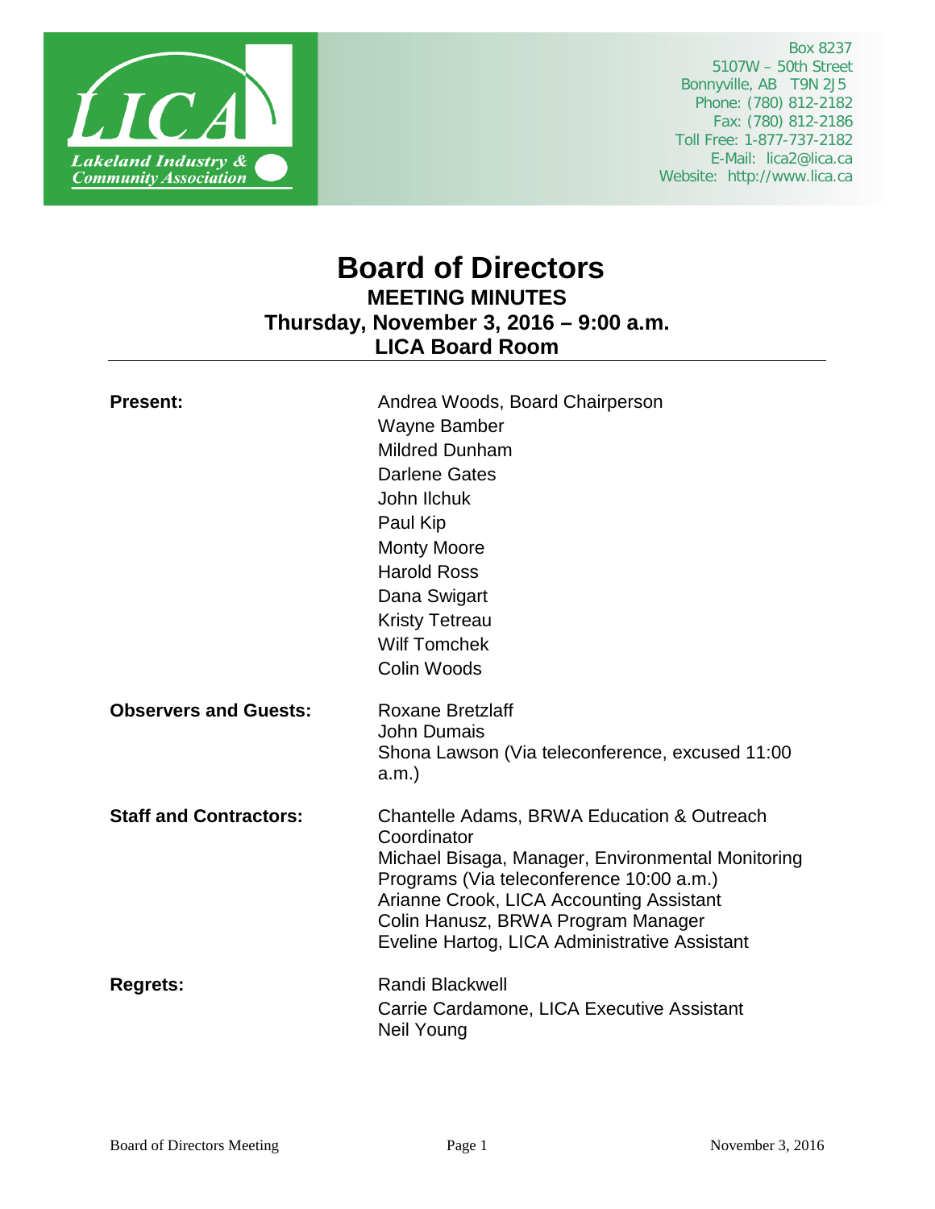LICA
Lakeland Industry & Community Association

Box 8237
5107W – 50th Street
Bonnyville, AB T9N 2J5
Phone: (780) 812-2182
Fax: (780) 812-2186
Toll Free: 1-877-737-2182
E-Mail: lica2@lica.ca
Website: http://www.lica.ca

# Board of Directors

## MEETING MINUTES

## Thursday, November 3, 2016 – 9:00 a.m.

## LICA Board Room

---

**Present:**

Andrea Woods, Board Chairperson
Wayne Bamber
Mildred Dunham
Darlene Gates
John Ilchuk
Paul Kip
Monty Moore
Harold Ross
Dana Swigart
Kristy Tetreau
Wilf Tomchek
Colin Woods

**Observers and Guests:**

Roxane Bretzlaff
John Dumais
Shona Lawson (Via teleconference, excused 11:00 a.m.)

**Staff and Contractors:**

Chantelle Adams, BRWA Education & Outreach Coordinator
Michael Bisaga, Manager, Environmental Monitoring Programs (Via teleconference 10:00 a.m.)
Arianne Crook, LICA Accounting Assistant
Colin Hanusz, BRWA Program Manager
Eveline Hartog, LICA Administrative Assistant

**Regrets:**

Randi Blackwell
Carrie Cardamone, LICA Executive Assistant
Neil Young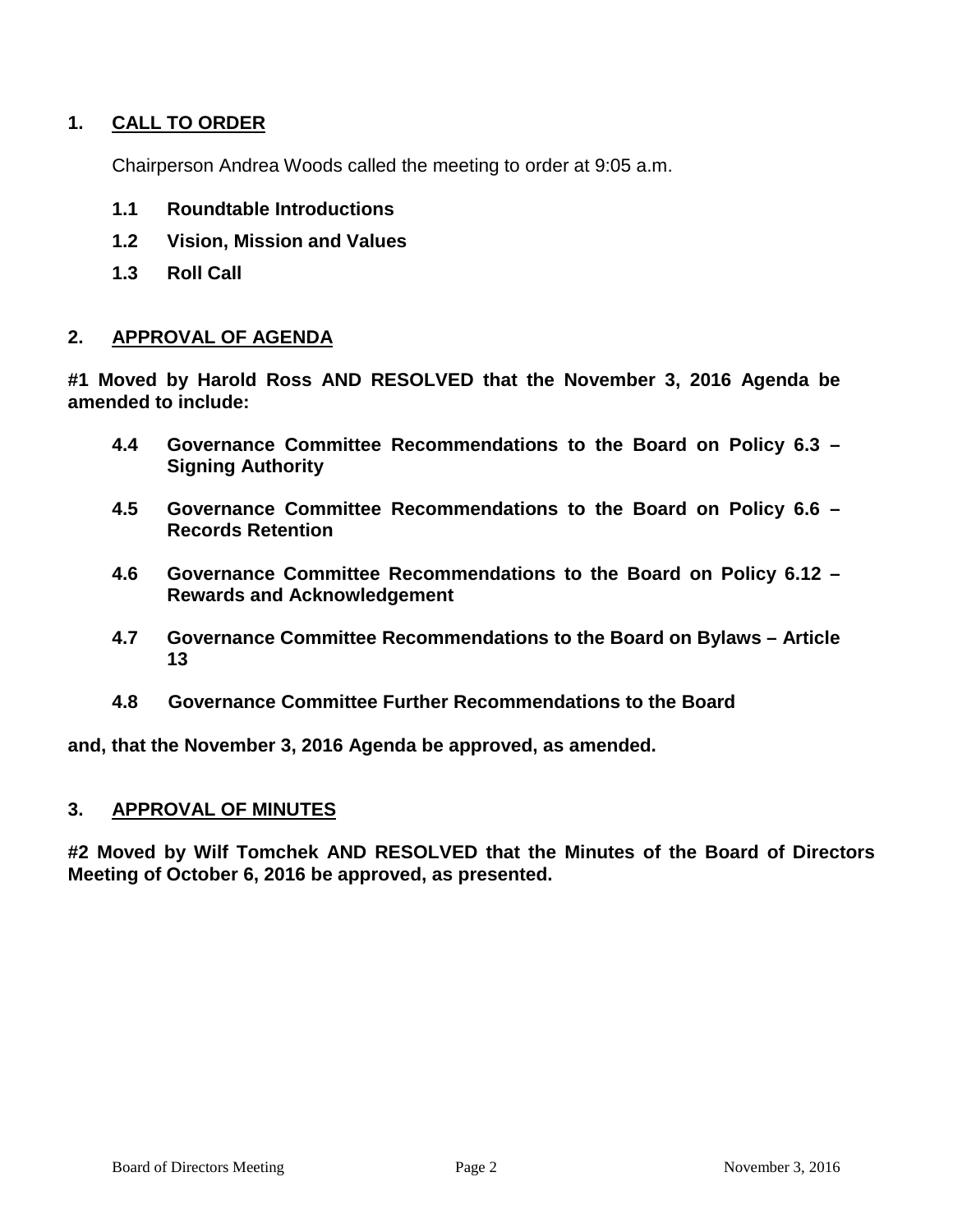## 1. CALL TO ORDER

Chairperson Andrea Woods called the meeting to order at 9:05 a.m.

**1.1 Roundtable Introductions**

**1.2 Vision, Mission and Values**

**1.3 Roll Call**

## 2. APPROVAL OF AGENDA

**#1 Moved by Harold Ross AND RESOLVED that the November 3, 2016 Agenda be amended to include:**

**4.4 Governance Committee Recommendations to the Board on Policy 6.3 – Signing Authority**

**4.5 Governance Committee Recommendations to the Board on Policy 6.6 – Records Retention**

**4.6 Governance Committee Recommendations to the Board on Policy 6.12 – Rewards and Acknowledgement**

**4.7 Governance Committee Recommendations to the Board on Bylaws – Article 13**

**4.8 Governance Committee Further Recommendations to the Board**

**and, that the November 3, 2016 Agenda be approved, as amended.**

## 3. APPROVAL OF MINUTES

**#2 Moved by Wilf Tomchek AND RESOLVED that the Minutes of the Board of Directors Meeting of October 6, 2016 be approved, as presented.**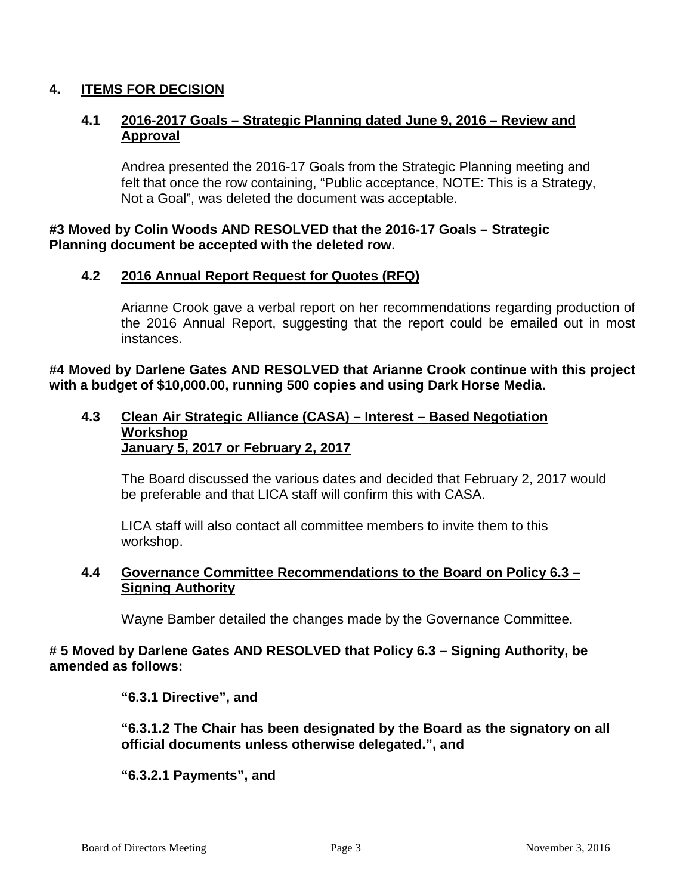## 4. ITEMS FOR DECISION

### 4.1 2016-2017 Goals – Strategic Planning dated June 9, 2016 – Review and Approval

Andrea presented the 2016-17 Goals from the Strategic Planning meeting and felt that once the row containing, "Public acceptance, NOTE: This is a Strategy, Not a Goal", was deleted the document was acceptable.

**#3 Moved by Colin Woods AND RESOLVED that the 2016-17 Goals – Strategic Planning document be accepted with the deleted row.**

### 4.2 2016 Annual Report Request for Quotes (RFQ)

Arianne Crook gave a verbal report on her recommendations regarding production of the 2016 Annual Report, suggesting that the report could be emailed out in most instances.

**#4 Moved by Darlene Gates AND RESOLVED that Arianne Crook continue with this project with a budget of $10,000.00, running 500 copies and using Dark Horse Media.**

### 4.3 Clean Air Strategic Alliance (CASA) – Interest – Based Negotiation Workshop January 5, 2017 or February 2, 2017

The Board discussed the various dates and decided that February 2, 2017 would be preferable and that LICA staff will confirm this with CASA.

LICA staff will also contact all committee members to invite them to this workshop.

### 4.4 Governance Committee Recommendations to the Board on Policy 6.3 – Signing Authority

Wayne Bamber detailed the changes made by the Governance Committee.

**# 5 Moved by Darlene Gates AND RESOLVED that Policy 6.3 – Signing Authority, be amended as follows:**

**"6.3.1 Directive", and**

**"6.3.1.2 The Chair has been designated by the Board as the signatory on all official documents unless otherwise delegated.", and**

**"6.3.2.1 Payments", and**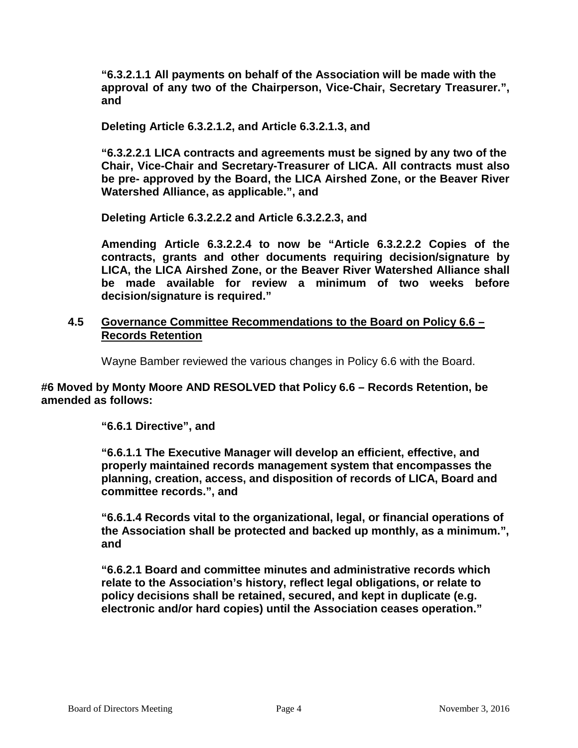**"6.3.2.1.1 All payments on behalf of the Association will be made with the approval of any two of the Chairperson, Vice-Chair, Secretary Treasurer.", and**

**Deleting Article 6.3.2.1.2, and Article 6.3.2.1.3, and**

**"6.3.2.2.1 LICA contracts and agreements must be signed by any two of the Chair, Vice-Chair and Secretary-Treasurer of LICA. All contracts must also be pre- approved by the Board, the LICA Airshed Zone, or the Beaver River Watershed Alliance, as applicable.", and**

**Deleting Article 6.3.2.2.2 and Article 6.3.2.2.3, and**

**Amending Article 6.3.2.2.4 to now be "Article 6.3.2.2.2 Copies of the contracts, grants and other documents requiring decision/signature by LICA, the LICA Airshed Zone, or the Beaver River Watershed Alliance shall be made available for review a minimum of two weeks before decision/signature is required."**

### 4.5 Governance Committee Recommendations to the Board on Policy 6.6 – Records Retention

Wayne Bamber reviewed the various changes in Policy 6.6 with the Board.

**#6 Moved by Monty Moore AND RESOLVED that Policy 6.6 – Records Retention, be amended as follows:**

**"6.6.1 Directive", and**

**"6.6.1.1 The Executive Manager will develop an efficient, effective, and properly maintained records management system that encompasses the planning, creation, access, and disposition of records of LICA, Board and committee records.", and**

**"6.6.1.4 Records vital to the organizational, legal, or financial operations of the Association shall be protected and backed up monthly, as a minimum.", and**

**"6.6.2.1 Board and committee minutes and administrative records which relate to the Association's history, reflect legal obligations, or relate to policy decisions shall be retained, secured, and kept in duplicate (e.g. electronic and/or hard copies) until the Association ceases operation."**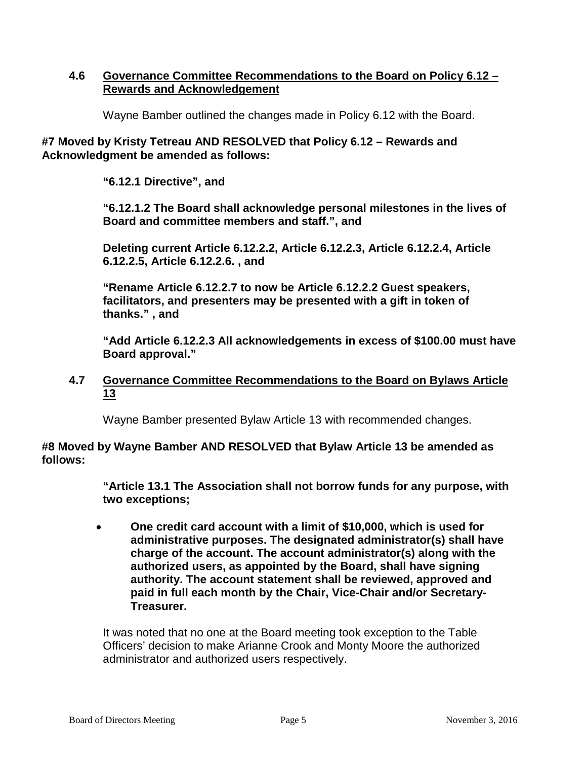### 4.6 Governance Committee Recommendations to the Board on Policy 6.12 – Rewards and Acknowledgement

Wayne Bamber outlined the changes made in Policy 6.12 with the Board.

**#7 Moved by Kristy Tetreau AND RESOLVED that Policy 6.12 – Rewards and Acknowledgment be amended as follows:**

**"6.12.1 Directive", and**

**"6.12.1.2 The Board shall acknowledge personal milestones in the lives of Board and committee members and staff.", and**

**Deleting current Article 6.12.2.2, Article 6.12.2.3, Article 6.12.2.4, Article 6.12.2.5, Article 6.12.2.6. , and**

**"Rename Article 6.12.2.7 to now be Article 6.12.2.2 Guest speakers, facilitators, and presenters may be presented with a gift in token of thanks." , and**

**"Add Article 6.12.2.3 All acknowledgements in excess of $100.00 must have Board approval."**

### 4.7 Governance Committee Recommendations to the Board on Bylaws Article 13

Wayne Bamber presented Bylaw Article 13 with recommended changes.

**#8 Moved by Wayne Bamber AND RESOLVED that Bylaw Article 13 be amended as follows:**

**"Article 13.1 The Association shall not borrow funds for any purpose, with two exceptions;**

- **One credit card account with a limit of $10,000, which is used for administrative purposes. The designated administrator(s) shall have charge of the account. The account administrator(s) along with the authorized users, as appointed by the Board, shall have signing authority. The account statement shall be reviewed, approved and paid in full each month by the Chair, Vice-Chair and/or Secretary-Treasurer.**

It was noted that no one at the Board meeting took exception to the Table Officers' decision to make Arianne Crook and Monty Moore the authorized administrator and authorized users respectively.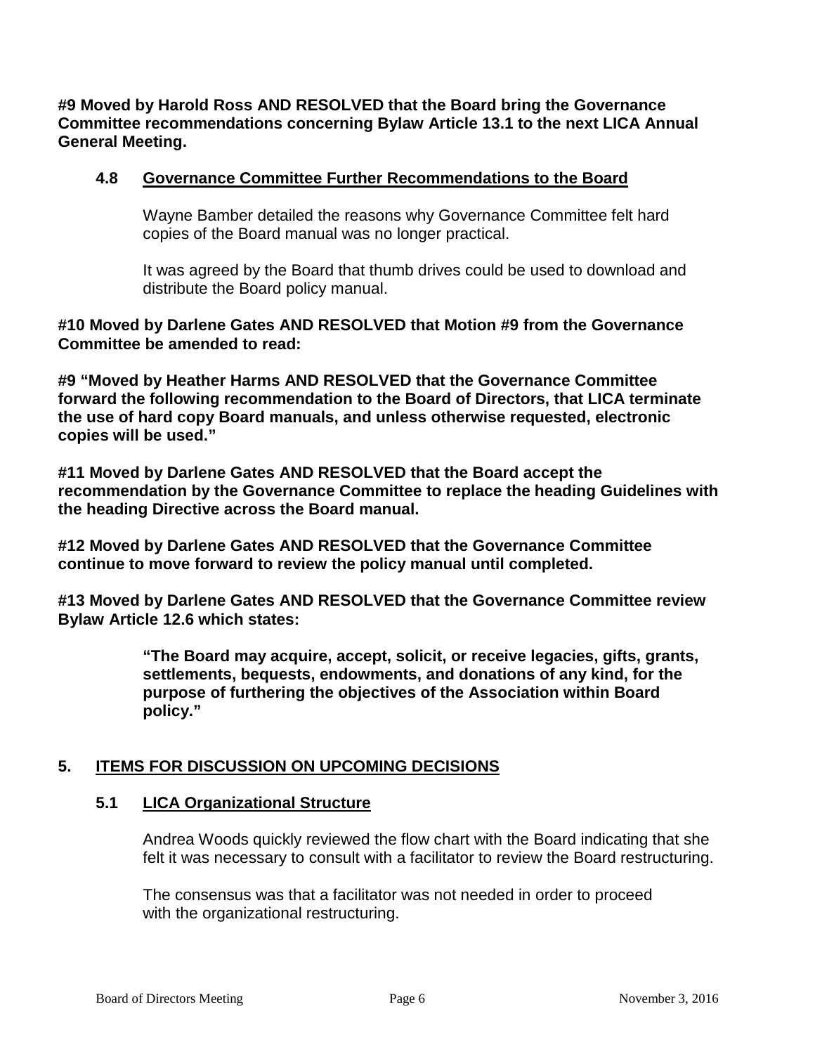**#9 Moved by Harold Ross AND RESOLVED that the Board bring the Governance Committee recommendations concerning Bylaw Article 13.1 to the next LICA Annual General Meeting.**

### 4.8 Governance Committee Further Recommendations to the Board

Wayne Bamber detailed the reasons why Governance Committee felt hard copies of the Board manual was no longer practical.

It was agreed by the Board that thumb drives could be used to download and distribute the Board policy manual.

**#10 Moved by Darlene Gates AND RESOLVED that Motion #9 from the Governance Committee be amended to read:**

**#9 "Moved by Heather Harms AND RESOLVED that the Governance Committee forward the following recommendation to the Board of Directors, that LICA terminate the use of hard copy Board manuals, and unless otherwise requested, electronic copies will be used."**

**#11 Moved by Darlene Gates AND RESOLVED that the Board accept the recommendation by the Governance Committee to replace the heading Guidelines with the heading Directive across the Board manual.**

**#12 Moved by Darlene Gates AND RESOLVED that the Governance Committee continue to move forward to review the policy manual until completed.**

**#13 Moved by Darlene Gates AND RESOLVED that the Governance Committee review Bylaw Article 12.6 which states:**

> **"The Board may acquire, accept, solicit, or receive legacies, gifts, grants, settlements, bequests, endowments, and donations of any kind, for the purpose of furthering the objectives of the Association within Board policy."**

## 5. ITEMS FOR DISCUSSION ON UPCOMING DECISIONS

### 5.1 LICA Organizational Structure

Andrea Woods quickly reviewed the flow chart with the Board indicating that she felt it was necessary to consult with a facilitator to review the Board restructuring.

The consensus was that a facilitator was not needed in order to proceed with the organizational restructuring.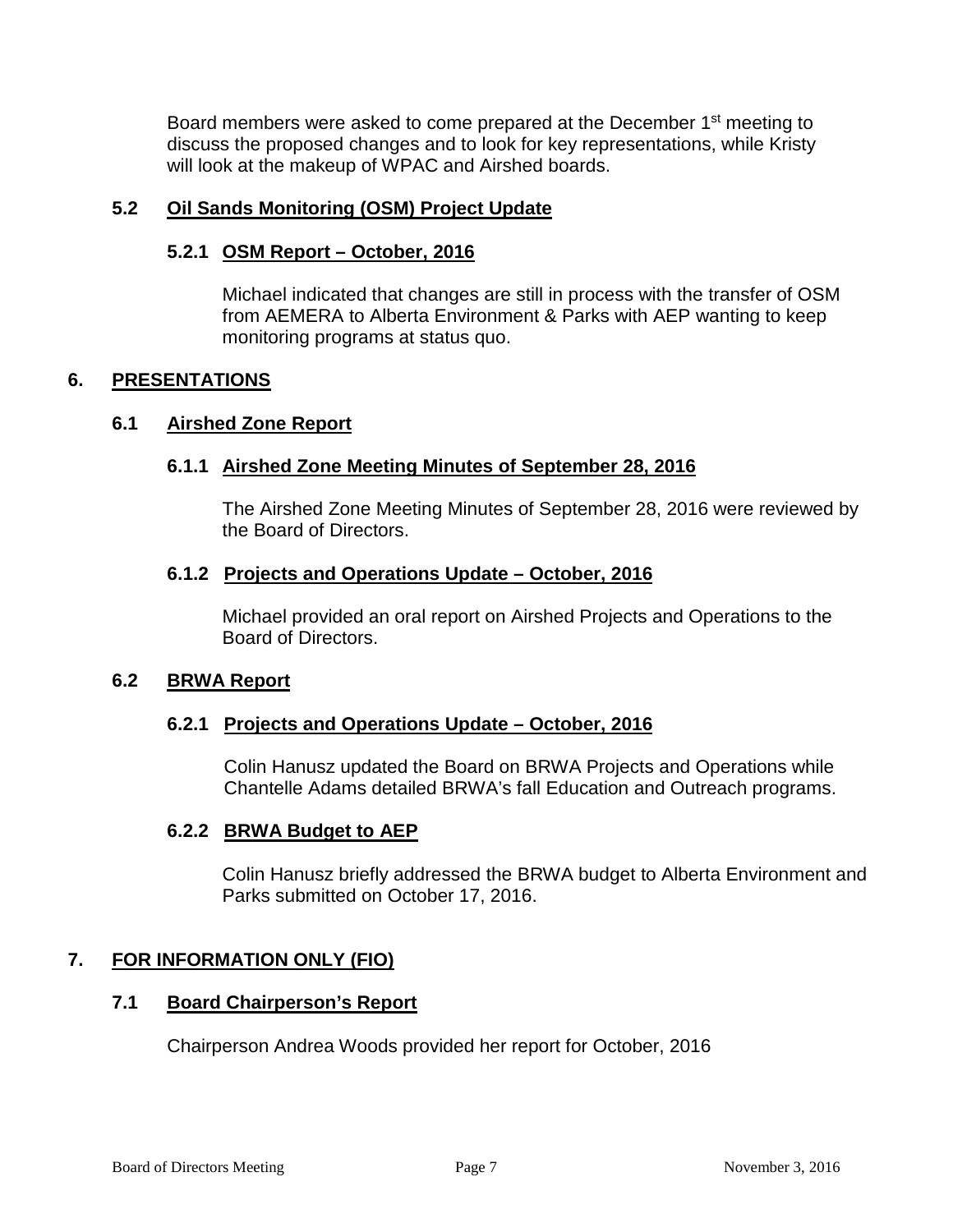Board members were asked to come prepared at the December 1st meeting to discuss the proposed changes and to look for key representations, while Kristy will look at the makeup of WPAC and Airshed boards.

### 5.2 Oil Sands Monitoring (OSM) Project Update

#### 5.2.1 OSM Report – October, 2016

Michael indicated that changes are still in process with the transfer of OSM from AEMERA to Alberta Environment & Parks with AEP wanting to keep monitoring programs at status quo.

## 6. PRESENTATIONS

### 6.1 Airshed Zone Report

#### 6.1.1 Airshed Zone Meeting Minutes of September 28, 2016

The Airshed Zone Meeting Minutes of September 28, 2016 were reviewed by the Board of Directors.

#### 6.1.2 Projects and Operations Update – October, 2016

Michael provided an oral report on Airshed Projects and Operations to the Board of Directors.

### 6.2 BRWA Report

#### 6.2.1 Projects and Operations Update – October, 2016

Colin Hanusz updated the Board on BRWA Projects and Operations while Chantelle Adams detailed BRWA's fall Education and Outreach programs.

#### 6.2.2 BRWA Budget to AEP

Colin Hanusz briefly addressed the BRWA budget to Alberta Environment and Parks submitted on October 17, 2016.

## 7. FOR INFORMATION ONLY (FIO)

### 7.1 Board Chairperson's Report

Chairperson Andrea Woods provided her report for October, 2016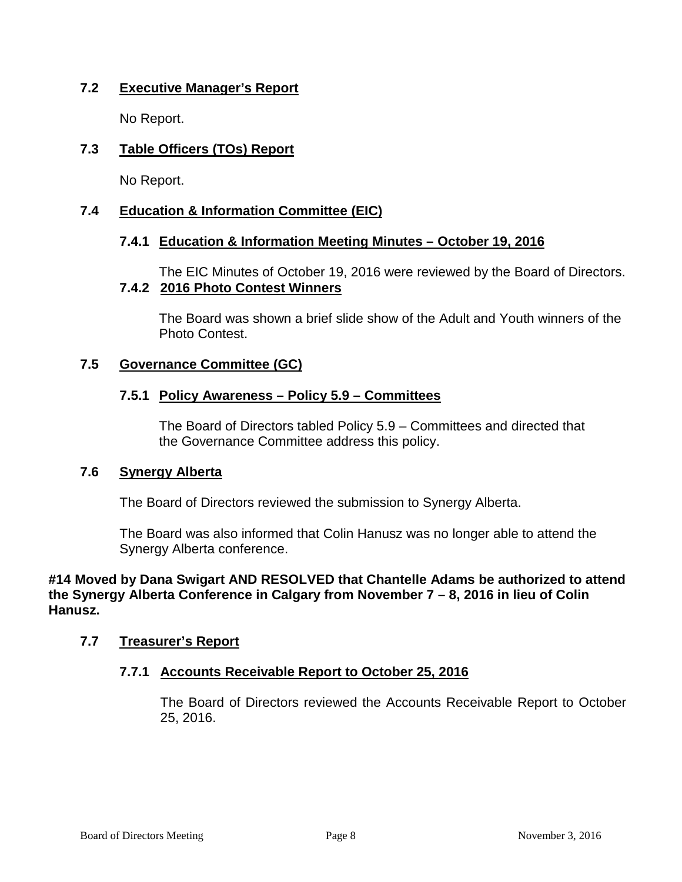## 7.2 Executive Manager's Report

No Report.

## 7.3 Table Officers (TOs) Report

No Report.

## 7.4 Education & Information Committee (EIC)

### 7.4.1 Education & Information Meeting Minutes – October 19, 2016

The EIC Minutes of October 19, 2016 were reviewed by the Board of Directors.

### 7.4.2 2016 Photo Contest Winners

The Board was shown a brief slide show of the Adult and Youth winners of the Photo Contest.

## 7.5 Governance Committee (GC)

### 7.5.1 Policy Awareness – Policy 5.9 – Committees

The Board of Directors tabled Policy 5.9 – Committees and directed that the Governance Committee address this policy.

## 7.6 Synergy Alberta

The Board of Directors reviewed the submission to Synergy Alberta.

The Board was also informed that Colin Hanusz was no longer able to attend the Synergy Alberta conference.

**#14 Moved by Dana Swigart AND RESOLVED that Chantelle Adams be authorized to attend the Synergy Alberta Conference in Calgary from November 7 – 8, 2016 in lieu of Colin Hanusz.**

## 7.7 Treasurer's Report

### 7.7.1 Accounts Receivable Report to October 25, 2016

The Board of Directors reviewed the Accounts Receivable Report to October 25, 2016.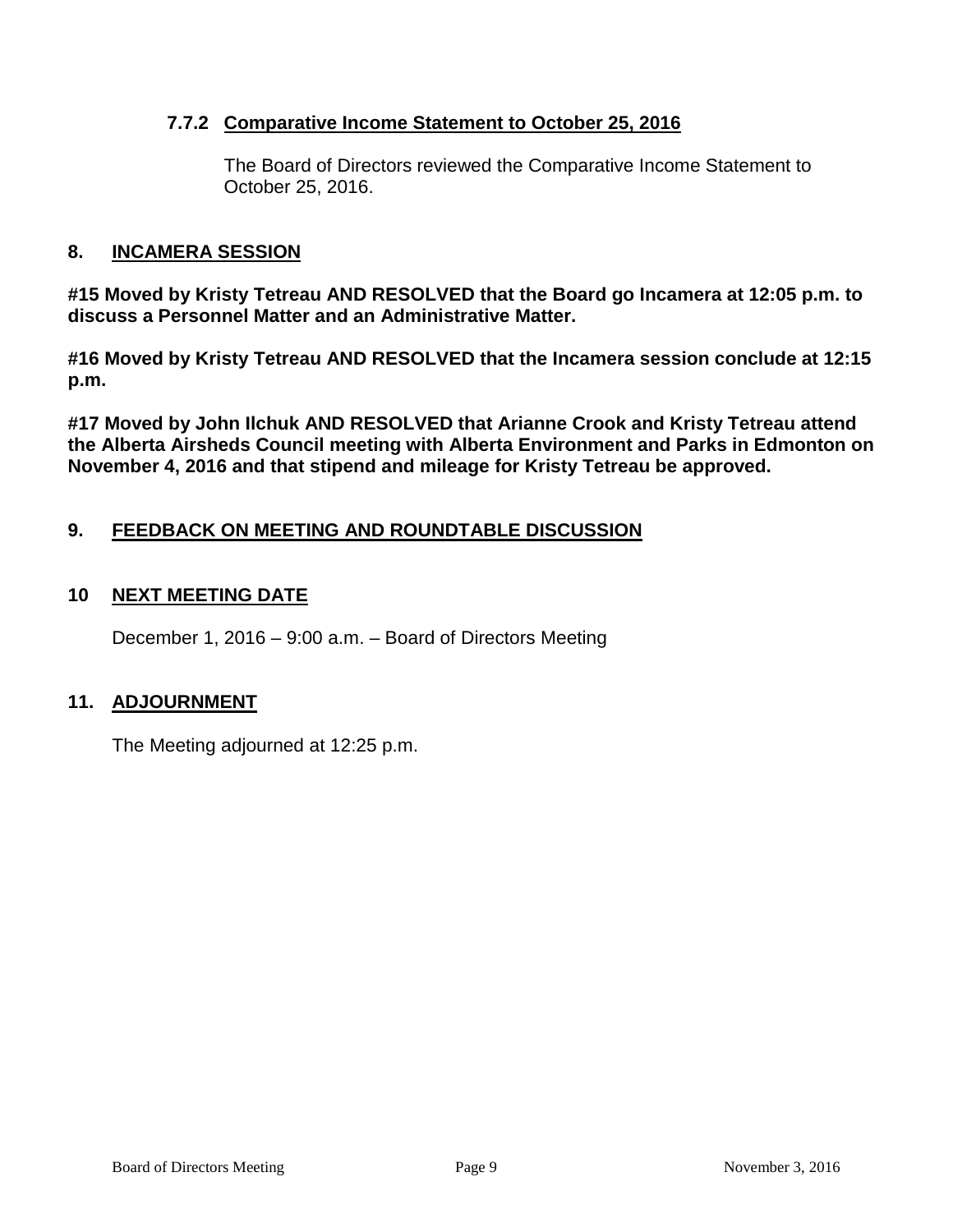### 7.7.2 Comparative Income Statement to October 25, 2016

The Board of Directors reviewed the Comparative Income Statement to October 25, 2016.

## 8. INCAMERA SESSION

**#15 Moved by Kristy Tetreau AND RESOLVED that the Board go Incamera at 12:05 p.m. to discuss a Personnel Matter and an Administrative Matter.**

**#16 Moved by Kristy Tetreau AND RESOLVED that the Incamera session conclude at 12:15 p.m.**

**#17 Moved by John Ilchuk AND RESOLVED that Arianne Crook and Kristy Tetreau attend the Alberta Airsheds Council meeting with Alberta Environment and Parks in Edmonton on November 4, 2016 and that stipend and mileage for Kristy Tetreau be approved.**

## 9. FEEDBACK ON MEETING AND ROUNDTABLE DISCUSSION

## 10 NEXT MEETING DATE

December 1, 2016 – 9:00 a.m. – Board of Directors Meeting

## 11. ADJOURNMENT

The Meeting adjourned at 12:25 p.m.